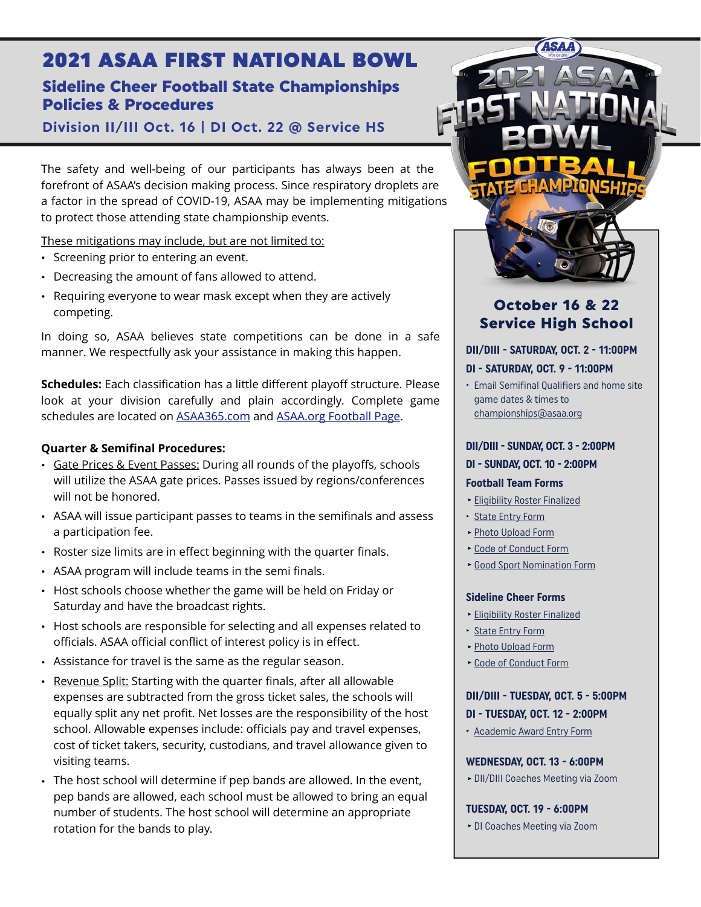# 2021 ASAA FIRST NATIONAL BOWL

## Sideline Cheer Football State Championships Policies & Procedures

### Division II/III Oct. 16 | DI Oct. 22 @ Service HS

The safety and well-being of our participants has always been at the forefront of ASAA's decision making process. Since respiratory droplets are a factor in the spread of COVID-19, ASAA may be implementing mitigations to protect those attending state championship events.

These mitigations may include, but are not limited to:

- Screening prior to entering an event.
- Decreasing the amount of fans allowed to attend.
- Requiring everyone to wear mask except when they are actively competing.

In doing so, ASAA believes state competitions can be done in a safe manner. We respectfully ask your assistance in making this happen.

**Schedules:** Each classification has a little different playoff structure. Please look at your division carefully and plain accordingly. Complete game schedules are located on ASAA365.com and ASAA.org Football Page.

**Quarter & Semifinal Procedures:**

- Gate Prices & Event Passes: During all rounds of the playoffs, schools will utilize the ASAA gate prices. Passes issued by regions/conferences will not be honored.
- ASAA will issue participant passes to teams in the semifinals and assess a participation fee.
- Roster size limits are in effect beginning with the quarter finals.
- ASAA program will include teams in the semi finals.
- Host schools choose whether the game will be held on Friday or Saturday and have the broadcast rights.
- Host schools are responsible for selecting and all expenses related to officials. ASAA official conflict of interest policy is in effect.
- Assistance for travel is the same as the regular season.
- Revenue Split: Starting with the quarter finals, after all allowable expenses are subtracted from the gross ticket sales, the schools will equally split any net profit. Net losses are the responsibility of the host school. Allowable expenses include: officials pay and travel expenses, cost of ticket takers, security, custodians, and travel allowance given to visiting teams.
- The host school will determine if pep bands are allowed. In the event, pep bands are allowed, each school must be allowed to bring an equal number of students. The host school will determine an appropriate rotation for the bands to play.

## October 16 & 22 Service High School

**DII/DIII - SATURDAY, OCT. 2 - 11:00PM**
**DI - SATURDAY, OCT. 9 - 11:00PM**

- Email Semifinal Qualifiers and home site game dates & times to championships@asaa.org

**DII/DIII - SUNDAY, OCT. 3 - 2:00PM**
**DI - SUNDAY, OCT. 10 - 2:00PM**

**Football Team Forms**

- Eligibility Roster Finalized
- State Entry Form
- Photo Upload Form
- Code of Conduct Form
- Good Sport Nomination Form

**Sideline Cheer Forms**

- Eligibility Roster Finalized
- State Entry Form
- Photo Upload Form
- Code of Conduct Form

**DII/DIII - TUESDAY, OCT. 5 - 5:00PM**
**DI - TUESDAY, OCT. 12 - 2:00PM**

- Academic Award Entry Form

**WEDNESDAY, OCT. 13 - 6:00PM**

- DII/DIII Coaches Meeting via Zoom

**TUESDAY, OCT. 19 - 6:00PM**

- DI Coaches Meeting via Zoom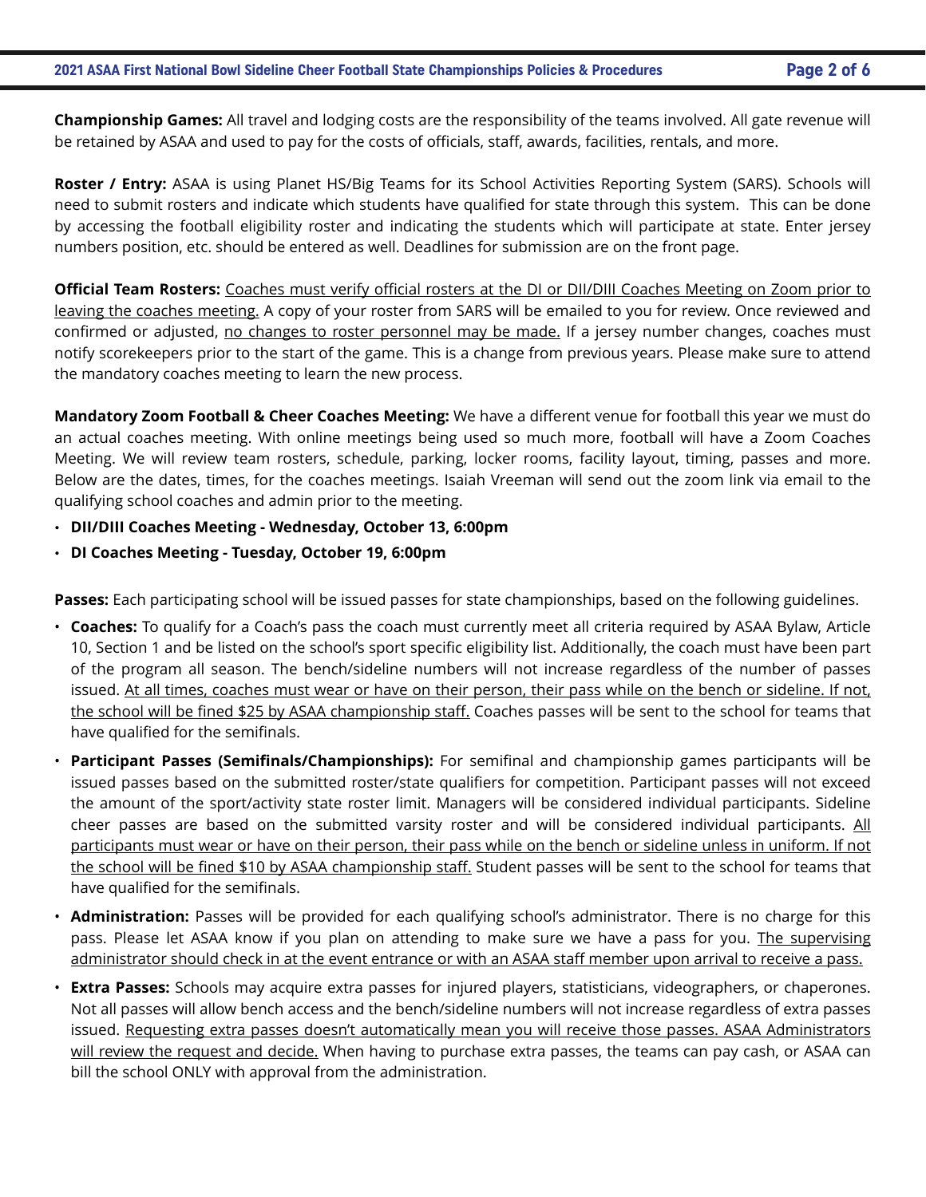**Championship Games:** All travel and lodging costs are the responsibility of the teams involved. All gate revenue will be retained by ASAA and used to pay for the costs of officials, staff, awards, facilities, rentals, and more.

**Roster / Entry:** ASAA is using Planet HS/Big Teams for its School Activities Reporting System (SARS). Schools will need to submit rosters and indicate which students have qualified for state through this system. This can be done by accessing the football eligibility roster and indicating the students which will participate at state. Enter jersey numbers position, etc. should be entered as well. Deadlines for submission are on the front page.

**Official Team Rosters:** Coaches must verify official rosters at the DI or DII/DIII Coaches Meeting on Zoom prior to leaving the coaches meeting. A copy of your roster from SARS will be emailed to you for review. Once reviewed and confirmed or adjusted, no changes to roster personnel may be made. If a jersey number changes, coaches must notify scorekeepers prior to the start of the game. This is a change from previous years. Please make sure to attend the mandatory coaches meeting to learn the new process.

**Mandatory Zoom Football & Cheer Coaches Meeting:** We have a different venue for football this year we must do an actual coaches meeting. With online meetings being used so much more, football will have a Zoom Coaches Meeting. We will review team rosters, schedule, parking, locker rooms, facility layout, timing, passes and more. Below are the dates, times, for the coaches meetings. Isaiah Vreeman will send out the zoom link via email to the qualifying school coaches and admin prior to the meeting.

- **DII/DIII Coaches Meeting - Wednesday, October 13, 6:00pm**
- **DI Coaches Meeting - Tuesday, October 19, 6:00pm**

**Passes:** Each participating school will be issued passes for state championships, based on the following guidelines.

- **Coaches:** To qualify for a Coach's pass the coach must currently meet all criteria required by ASAA Bylaw, Article 10, Section 1 and be listed on the school's sport specific eligibility list. Additionally, the coach must have been part of the program all season. The bench/sideline numbers will not increase regardless of the number of passes issued. At all times, coaches must wear or have on their person, their pass while on the bench or sideline. If not, the school will be fined $25 by ASAA championship staff. Coaches passes will be sent to the school for teams that have qualified for the semifinals.
- **Participant Passes (Semifinals/Championships):** For semifinal and championship games participants will be issued passes based on the submitted roster/state qualifiers for competition. Participant passes will not exceed the amount of the sport/activity state roster limit. Managers will be considered individual participants. Sideline cheer passes are based on the submitted varsity roster and will be considered individual participants. All participants must wear or have on their person, their pass while on the bench or sideline unless in uniform. If not the school will be fined $10 by ASAA championship staff. Student passes will be sent to the school for teams that have qualified for the semifinals.
- **Administration:** Passes will be provided for each qualifying school's administrator. There is no charge for this pass. Please let ASAA know if you plan on attending to make sure we have a pass for you. The supervising administrator should check in at the event entrance or with an ASAA staff member upon arrival to receive a pass.
- **Extra Passes:** Schools may acquire extra passes for injured players, statisticians, videographers, or chaperones. Not all passes will allow bench access and the bench/sideline numbers will not increase regardless of extra passes issued. Requesting extra passes doesn't automatically mean you will receive those passes. ASAA Administrators will review the request and decide. When having to purchase extra passes, the teams can pay cash, or ASAA can bill the school ONLY with approval from the administration.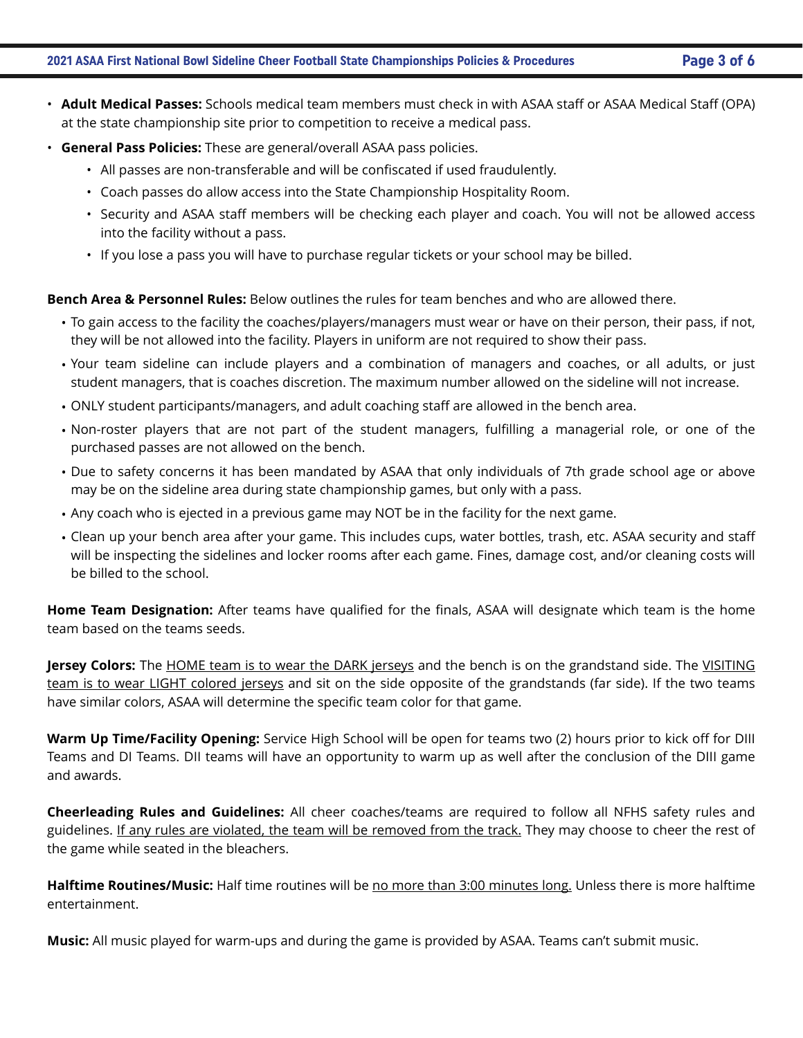- **Adult Medical Passes:** Schools medical team members must check in with ASAA staff or ASAA Medical Staff (OPA) at the state championship site prior to competition to receive a medical pass.
- **General Pass Policies:** These are general/overall ASAA pass policies.
  - All passes are non-transferable and will be confiscated if used fraudulently.
  - Coach passes do allow access into the State Championship Hospitality Room.
  - Security and ASAA staff members will be checking each player and coach. You will not be allowed access into the facility without a pass.
  - If you lose a pass you will have to purchase regular tickets or your school may be billed.

**Bench Area & Personnel Rules:** Below outlines the rules for team benches and who are allowed there.

- To gain access to the facility the coaches/players/managers must wear or have on their person, their pass, if not, they will be not allowed into the facility. Players in uniform are not required to show their pass.
- Your team sideline can include players and a combination of managers and coaches, or all adults, or just student managers, that is coaches discretion. The maximum number allowed on the sideline will not increase.
- ONLY student participants/managers, and adult coaching staff are allowed in the bench area.
- Non-roster players that are not part of the student managers, fulfilling a managerial role, or one of the purchased passes are not allowed on the bench.
- Due to safety concerns it has been mandated by ASAA that only individuals of 7th grade school age or above may be on the sideline area during state championship games, but only with a pass.
- Any coach who is ejected in a previous game may NOT be in the facility for the next game.
- Clean up your bench area after your game. This includes cups, water bottles, trash, etc. ASAA security and staff will be inspecting the sidelines and locker rooms after each game. Fines, damage cost, and/or cleaning costs will be billed to the school.

**Home Team Designation:** After teams have qualified for the finals, ASAA will designate which team is the home team based on the teams seeds.

**Jersey Colors:** The HOME team is to wear the DARK jerseys and the bench is on the grandstand side. The VISITING team is to wear LIGHT colored jerseys and sit on the side opposite of the grandstands (far side). If the two teams have similar colors, ASAA will determine the specific team color for that game.

**Warm Up Time/Facility Opening:** Service High School will be open for teams two (2) hours prior to kick off for DIII Teams and DI Teams. DII teams will have an opportunity to warm up as well after the conclusion of the DIII game and awards.

**Cheerleading Rules and Guidelines:** All cheer coaches/teams are required to follow all NFHS safety rules and guidelines. If any rules are violated, the team will be removed from the track. They may choose to cheer the rest of the game while seated in the bleachers.

**Halftime Routines/Music:** Half time routines will be no more than 3:00 minutes long. Unless there is more halftime entertainment.

**Music:** All music played for warm-ups and during the game is provided by ASAA. Teams can't submit music.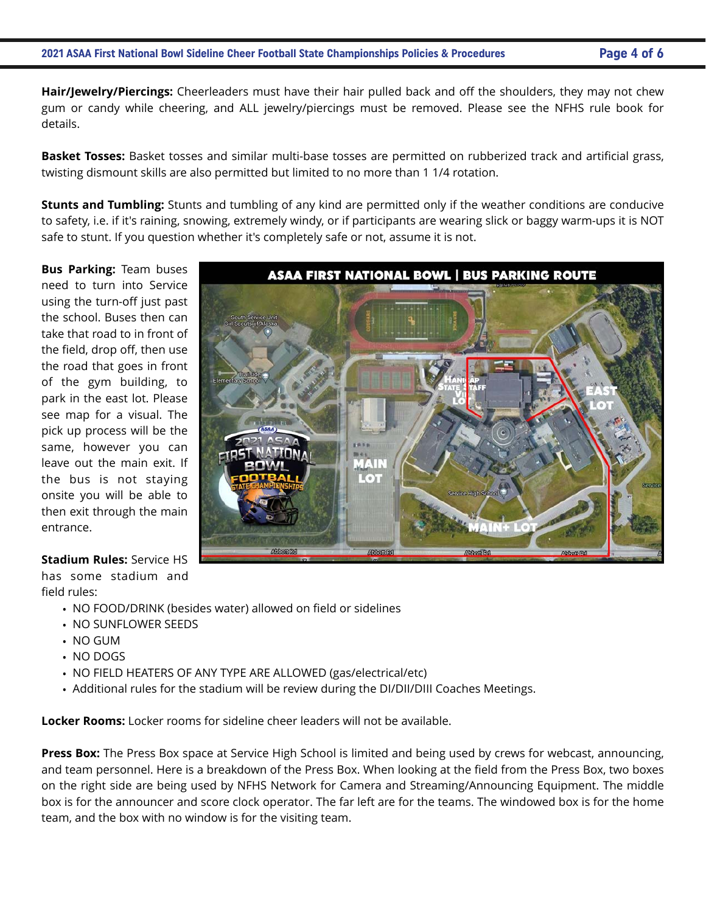**Hair/Jewelry/Piercings:** Cheerleaders must have their hair pulled back and off the shoulders, they may not chew gum or candy while cheering, and ALL jewelry/piercings must be removed. Please see the NFHS rule book for details.

**Basket Tosses:** Basket tosses and similar multi-base tosses are permitted on rubberized track and artificial grass, twisting dismount skills are also permitted but limited to no more than 1 1/4 rotation.

**Stunts and Tumbling:** Stunts and tumbling of any kind are permitted only if the weather conditions are conducive to safety, i.e. if it's raining, snowing, extremely windy, or if participants are wearing slick or baggy warm-ups it is NOT safe to stunt. If you question whether it's completely safe or not, assume it is not.

**Bus Parking:** Team buses need to turn into Service using the turn-off just past the school. Buses then can take that road to in front of the field, drop off, then use the road that goes in front of the gym building, to park in the east lot. Please see map for a visual. The pick up process will be the same, however you can leave out the main exit. If the bus is not staying onsite you will be able to then exit through the main entrance.

**Stadium Rules:** Service HS has some stadium and field rules:

- NO FOOD/DRINK (besides water) allowed on field or sidelines
- NO SUNFLOWER SEEDS
- NO GUM
- NO DOGS
- NO FIELD HEATERS OF ANY TYPE ARE ALLOWED (gas/electrical/etc)
- Additional rules for the stadium will be review during the DI/DII/DIII Coaches Meetings.

**Locker Rooms:** Locker rooms for sideline cheer leaders will not be available.

**Press Box:** The Press Box space at Service High School is limited and being used by crews for webcast, announcing, and team personnel. Here is a breakdown of the Press Box. When looking at the field from the Press Box, two boxes on the right side are being used by NFHS Network for Camera and Streaming/Announcing Equipment. The middle box is for the announcer and score clock operator. The far left are for the teams. The windowed box is for the home team, and the box with no window is for the visiting team.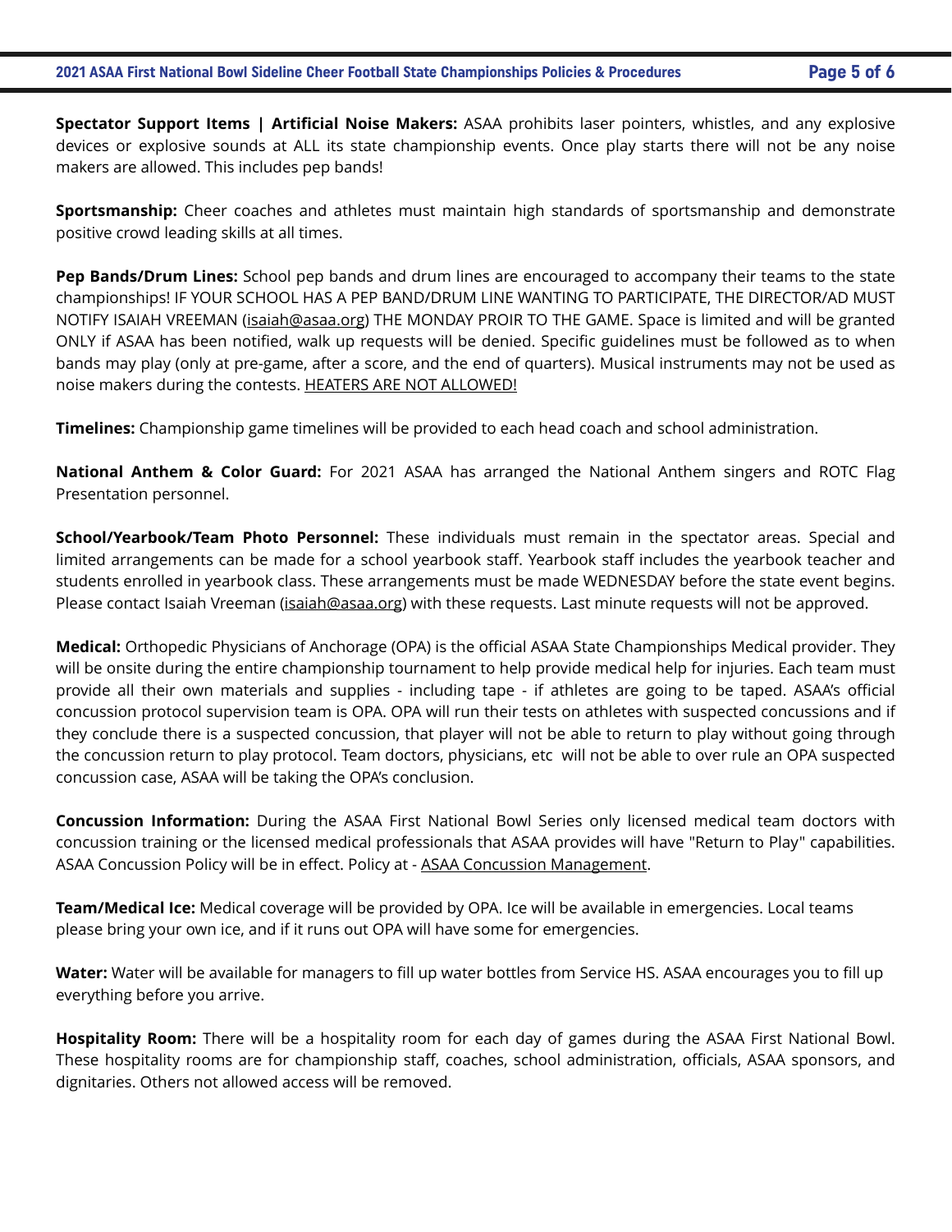**Spectator Support Items | Artificial Noise Makers:** ASAA prohibits laser pointers, whistles, and any explosive devices or explosive sounds at ALL its state championship events. Once play starts there will not be any noise makers are allowed. This includes pep bands!

**Sportsmanship:** Cheer coaches and athletes must maintain high standards of sportsmanship and demonstrate positive crowd leading skills at all times.

**Pep Bands/Drum Lines:** School pep bands and drum lines are encouraged to accompany their teams to the state championships! IF YOUR SCHOOL HAS A PEP BAND/DRUM LINE WANTING TO PARTICIPATE, THE DIRECTOR/AD MUST NOTIFY ISAIAH VREEMAN (isaiah@asaa.org) THE MONDAY PROIR TO THE GAME. Space is limited and will be granted ONLY if ASAA has been notified, walk up requests will be denied. Specific guidelines must be followed as to when bands may play (only at pre-game, after a score, and the end of quarters). Musical instruments may not be used as noise makers during the contests. HEATERS ARE NOT ALLOWED!

**Timelines:** Championship game timelines will be provided to each head coach and school administration.

**National Anthem & Color Guard:** For 2021 ASAA has arranged the National Anthem singers and ROTC Flag Presentation personnel.

**School/Yearbook/Team Photo Personnel:** These individuals must remain in the spectator areas. Special and limited arrangements can be made for a school yearbook staff. Yearbook staff includes the yearbook teacher and students enrolled in yearbook class. These arrangements must be made WEDNESDAY before the state event begins. Please contact Isaiah Vreeman (isaiah@asaa.org) with these requests. Last minute requests will not be approved.

**Medical:** Orthopedic Physicians of Anchorage (OPA) is the official ASAA State Championships Medical provider. They will be onsite during the entire championship tournament to help provide medical help for injuries. Each team must provide all their own materials and supplies - including tape - if athletes are going to be taped. ASAA's official concussion protocol supervision team is OPA. OPA will run their tests on athletes with suspected concussions and if they conclude there is a suspected concussion, that player will not be able to return to play without going through the concussion return to play protocol. Team doctors, physicians, etc will not be able to over rule an OPA suspected concussion case, ASAA will be taking the OPA's conclusion.

**Concussion Information:** During the ASAA First National Bowl Series only licensed medical team doctors with concussion training or the licensed medical professionals that ASAA provides will have "Return to Play" capabilities. ASAA Concussion Policy will be in effect. Policy at - ASAA Concussion Management.

**Team/Medical Ice:** Medical coverage will be provided by OPA. Ice will be available in emergencies. Local teams please bring your own ice, and if it runs out OPA will have some for emergencies.

**Water:** Water will be available for managers to fill up water bottles from Service HS. ASAA encourages you to fill up everything before you arrive.

**Hospitality Room:** There will be a hospitality room for each day of games during the ASAA First National Bowl. These hospitality rooms are for championship staff, coaches, school administration, officials, ASAA sponsors, and dignitaries. Others not allowed access will be removed.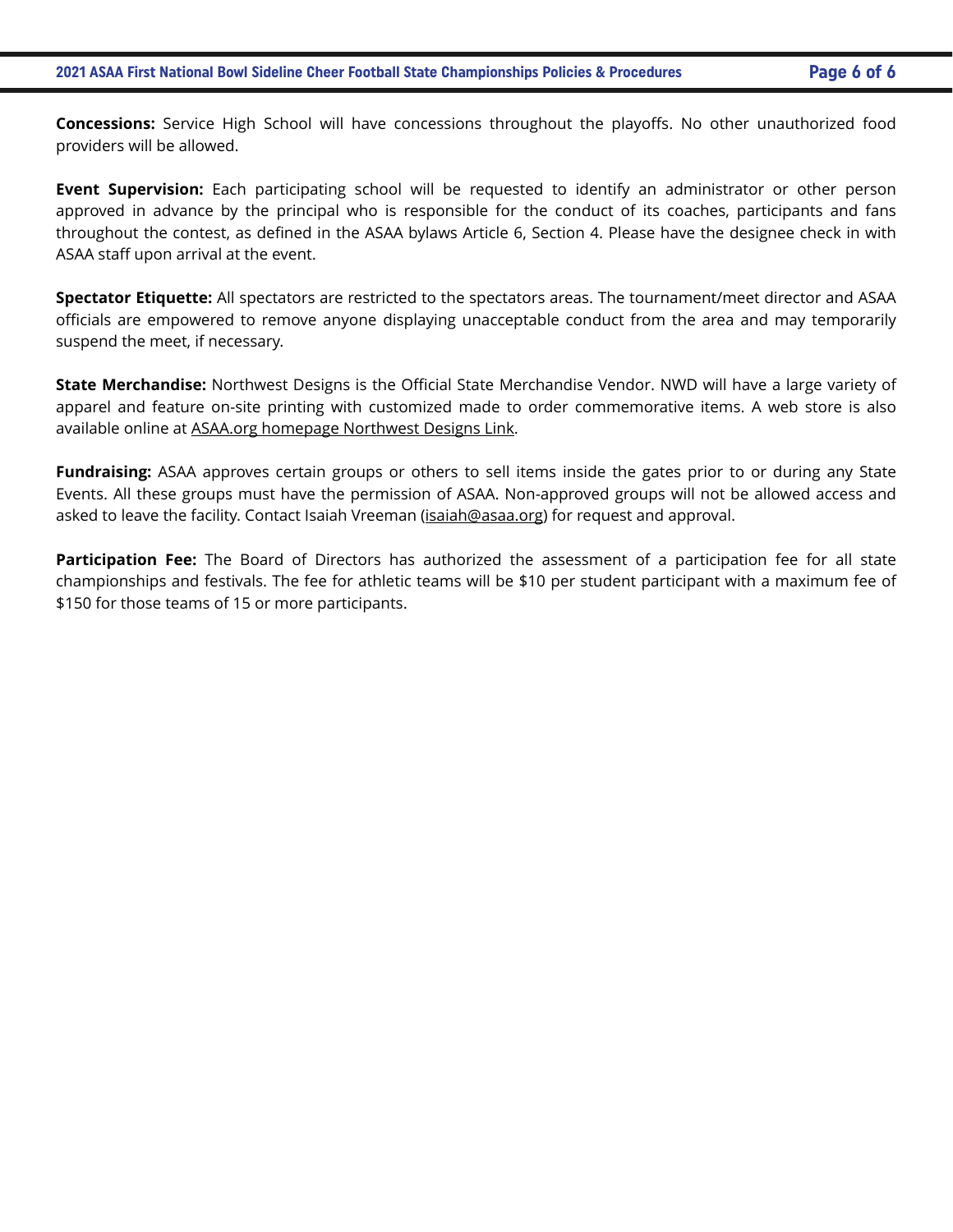**Concessions:** Service High School will have concessions throughout the playoffs. No other unauthorized food providers will be allowed.

**Event Supervision:** Each participating school will be requested to identify an administrator or other person approved in advance by the principal who is responsible for the conduct of its coaches, participants and fans throughout the contest, as defined in the ASAA bylaws Article 6, Section 4. Please have the designee check in with ASAA staff upon arrival at the event.

**Spectator Etiquette:** All spectators are restricted to the spectators areas. The tournament/meet director and ASAA officials are empowered to remove anyone displaying unacceptable conduct from the area and may temporarily suspend the meet, if necessary.

**State Merchandise:** Northwest Designs is the Official State Merchandise Vendor. NWD will have a large variety of apparel and feature on-site printing with customized made to order commemorative items. A web store is also available online at ASAA.org homepage Northwest Designs Link.

**Fundraising:** ASAA approves certain groups or others to sell items inside the gates prior to or during any State Events. All these groups must have the permission of ASAA. Non-approved groups will not be allowed access and asked to leave the facility. Contact Isaiah Vreeman (isaiah@asaa.org) for request and approval.

**Participation Fee:** The Board of Directors has authorized the assessment of a participation fee for all state championships and festivals. The fee for athletic teams will be $10 per student participant with a maximum fee of $150 for those teams of 15 or more participants.